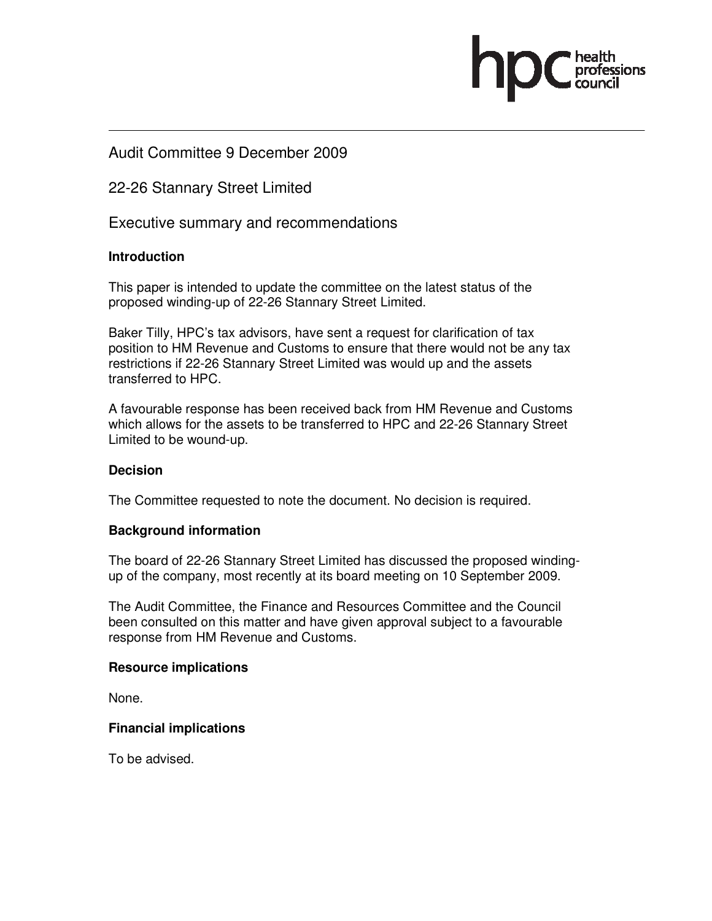Audit Committee 9 December 2009

22-26 Stannary Street Limited

Executive summary and recommendations

**Introduction**

This paper is intended to update the committee on the latest status of the proposed winding-up of 22-26 Stannary Street Limited.

Baker Tilly, HPC's tax advisors, have sent a request for clarification of tax position to HM Revenue and Customs to ensure that there would not be any tax restrictions if 22-26 Stannary Street Limited was would up and the assets transferred to HPC.

A favourable response has been received back from HM Revenue and Customs which allows for the assets to be transferred to HPC and 22-26 Stannary Street Limited to be wound-up.

**Decision**

The Committee requested to note the document. No decision is required.

**Background information**

The board of 22-26 Stannary Street Limited has discussed the proposed winding-up of the company, most recently at its board meeting on 10 September 2009.

The Audit Committee, the Finance and Resources Committee and the Council been consulted on this matter and have given approval subject to a favourable response from HM Revenue and Customs.

**Resource implications**

None.

**Financial implications**

To be advised.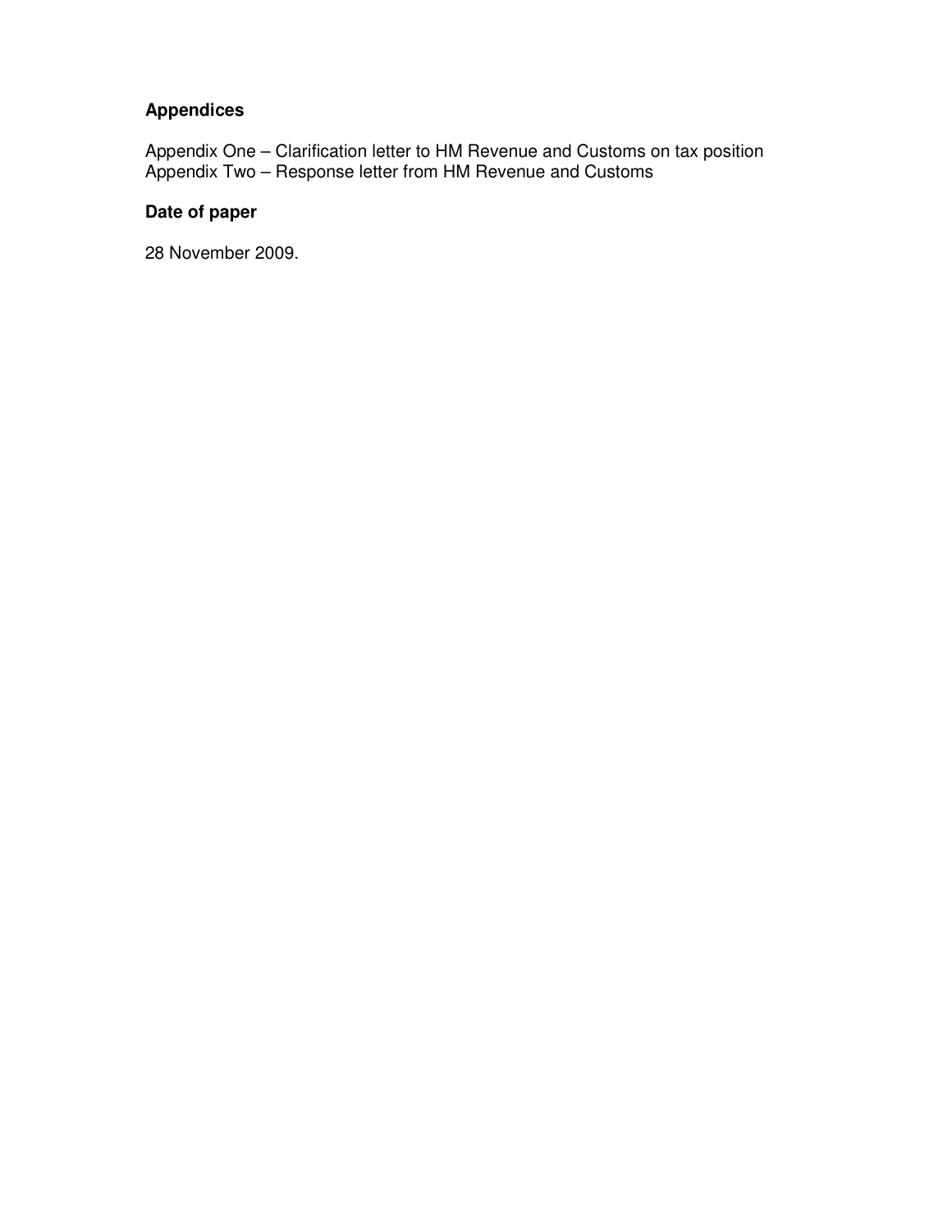**Appendices**

Appendix One – Clarification letter to HM Revenue and Customs on tax position
Appendix Two – Response letter from HM Revenue and Customs

**Date of paper**

28 November 2009.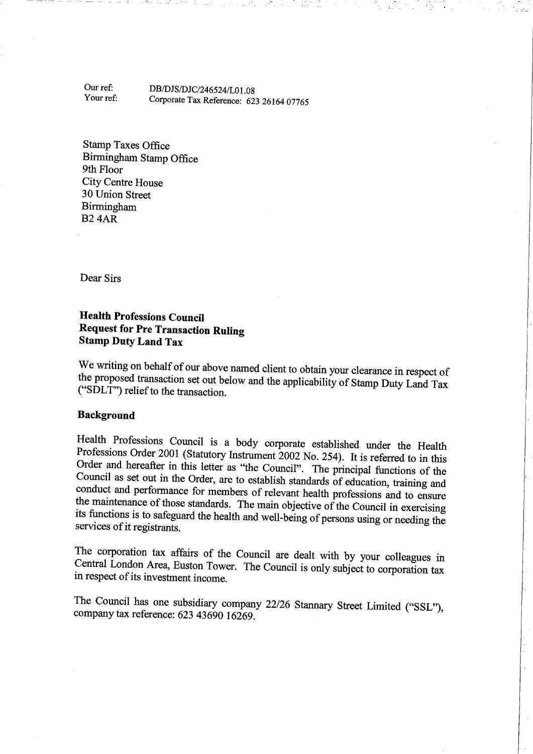Our ref: DB/DJS/DJC/246524/L01.08
Your ref: Corporate Tax Reference: 623 26164 07765

Stamp Taxes Office
Birmingham Stamp Office
9th Floor
City Centre House
30 Union Street
Birmingham
B2 4AR

Dear Sirs

**Health Professions Council**
**Request for Pre Transaction Ruling**
**Stamp Duty Land Tax**

We writing on behalf of our above named client to obtain your clearance in respect of the proposed transaction set out below and the applicability of Stamp Duty Land Tax ("SDLT") relief to the transaction.

**Background**

Health Professions Council is a body corporate established under the Health Professions Order 2001 (Statutory Instrument 2002 No. 254). It is referred to in this Order and hereafter in this letter as "the Council". The principal functions of the Council as set out in the Order, are to establish standards of education, training and conduct and performance for members of relevant health professions and to ensure the maintenance of those standards. The main objective of the Council in exercising its functions is to safeguard the health and well-being of persons using or needing the services of it registrants.

The corporation tax affairs of the Council are dealt with by your colleagues in Central London Area, Euston Tower. The Council is only subject to corporation tax in respect of its investment income.

The Council has one subsidiary company 22/26 Stannary Street Limited ("SSL"), company tax reference: 623 43690 16269.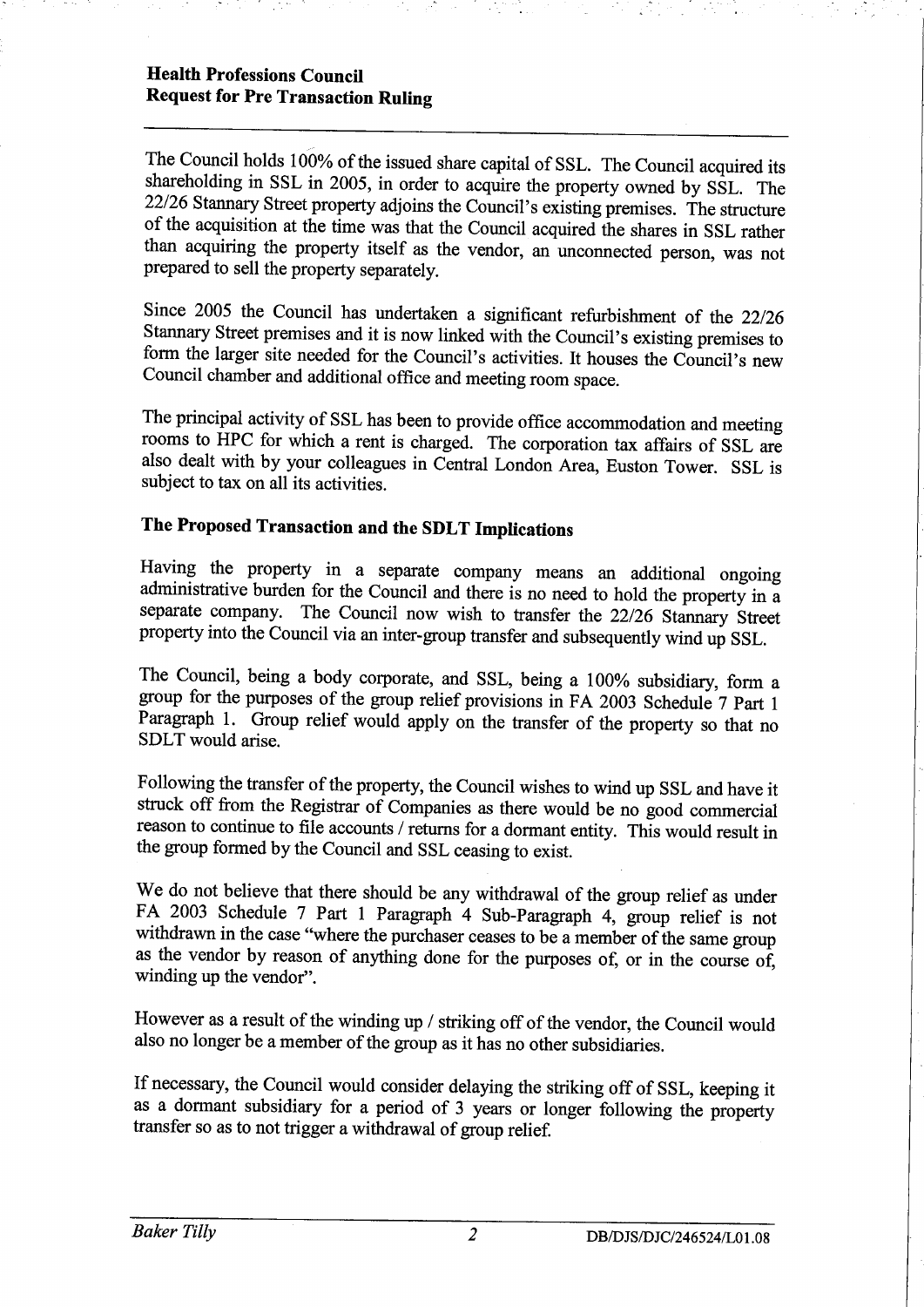The Council holds 100% of the issued share capital of SSL. The Council acquired its shareholding in SSL in 2005, in order to acquire the property owned by SSL. The 22/26 Stannary Street property adjoins the Council's existing premises. The structure of the acquisition at the time was that the Council acquired the shares in SSL rather than acquiring the property itself as the vendor, an unconnected person, was not prepared to sell the property separately.

Since 2005 the Council has undertaken a significant refurbishment of the 22/26 Stannary Street premises and it is now linked with the Council's existing premises to form the larger site needed for the Council's activities. It houses the Council's new Council chamber and additional office and meeting room space.

The principal activity of SSL has been to provide office accommodation and meeting rooms to HPC for which a rent is charged. The corporation tax affairs of SSL are also dealt with by your colleagues in Central London Area, Euston Tower. SSL is subject to tax on all its activities.

## The Proposed Transaction and the SDLT Implications

Having the property in a separate company means an additional ongoing administrative burden for the Council and there is no need to hold the property in a separate company. The Council now wish to transfer the 22/26 Stannary Street property into the Council via an inter-group transfer and subsequently wind up SSL.

The Council, being a body corporate, and SSL, being a 100% subsidiary, form a group for the purposes of the group relief provisions in FA 2003 Schedule 7 Part 1 Paragraph 1. Group relief would apply on the transfer of the property so that no SDLT would arise.

Following the transfer of the property, the Council wishes to wind up SSL and have it struck off from the Registrar of Companies as there would be no good commercial reason to continue to file accounts / returns for a dormant entity. This would result in the group formed by the Council and SSL ceasing to exist.

We do not believe that there should be any withdrawal of the group relief as under FA 2003 Schedule 7 Part 1 Paragraph 4 Sub-Paragraph 4, group relief is not withdrawn in the case "where the purchaser ceases to be a member of the same group as the vendor by reason of anything done for the purposes of, or in the course of, winding up the vendor".

However as a result of the winding up / striking off of the vendor, the Council would also no longer be a member of the group as it has no other subsidiaries.

If necessary, the Council would consider delaying the striking off of SSL, keeping it as a dormant subsidiary for a period of 3 years or longer following the property transfer so as to not trigger a withdrawal of group relief.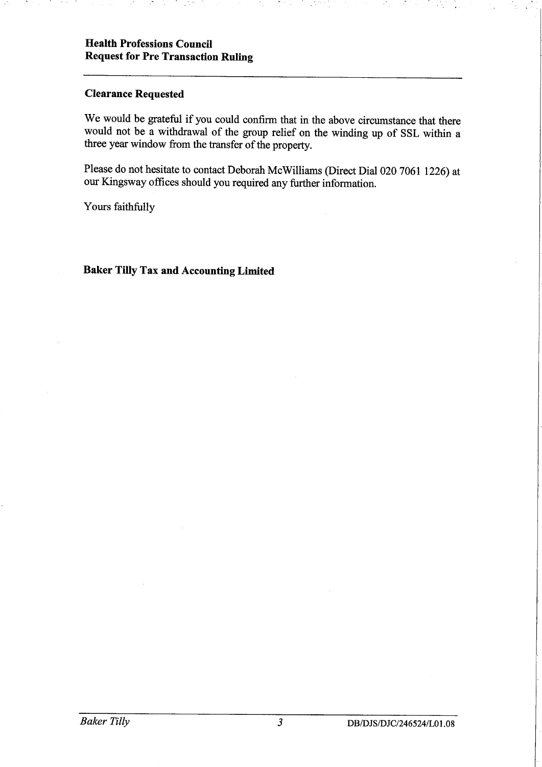**Health Professions Council**
**Request for Pre Transaction Ruling**

---

**Clearance Requested**

We would be grateful if you could confirm that in the above circumstance that there would not be a withdrawal of the group relief on the winding up of SSL within a three year window from the transfer of the property.

Please do not hesitate to contact Deborah McWilliams (Direct Dial 020 7061 1226) at our Kingsway offices should you required any further information.

Yours faithfully

**Baker Tilly Tax and Accounting Limited**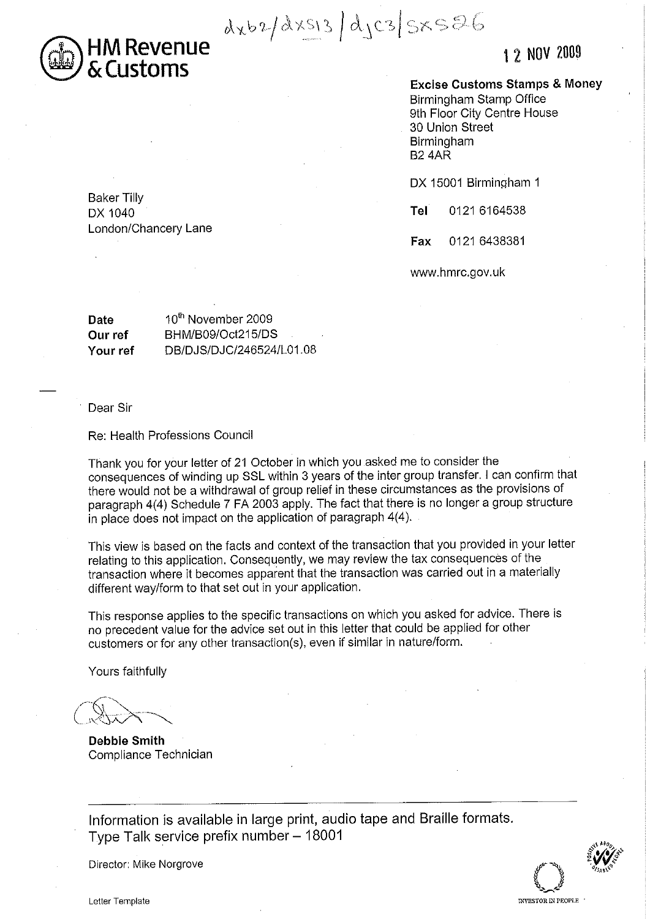dxb2/dxs13 | djc3 | sxs26

# HM Revenue & Customs

12 NOV 2009

**Excise Customs Stamps & Money**
Birmingham Stamp Office
9th Floor City Centre House
30 Union Street
Birmingham
B2 4AR

DX 15001 Birmingham 1

**Tel** 0121 6164538

**Fax** 0121 6438381

www.hmrc.gov.uk

Baker Tilly
DX 1040
London/Chancery Lane

**Date** 10th November 2009
**Our ref** BHM/B09/Oct215/DS
**Your ref** DB/DJS/DJC/246524/L01.08

Dear Sir

Re: Health Professions Council

Thank you for your letter of 21 October in which you asked me to consider the consequences of winding up SSL within 3 years of the inter group transfer. I can confirm that there would not be a withdrawal of group relief in these circumstances as the provisions of paragraph 4(4) Schedule 7 FA 2003 apply. The fact that there is no longer a group structure in place does not impact on the application of paragraph 4(4).

This view is based on the facts and context of the transaction that you provided in your letter relating to this application. Consequently, we may review the tax consequences of the transaction where it becomes apparent that the transaction was carried out in a materially different way/form to that set out in your application.

This response applies to the specific transactions on which you asked for advice. There is no precedent value for the advice set out in this letter that could be applied for other customers or for any other transaction(s), even if similar in nature/form.

Yours faithfully

**Debbie Smith**
Compliance Technician

Information is available in large print, audio tape and Braille formats.
Type Talk service prefix number – 18001

Director: Mike Norgrove

Letter Template